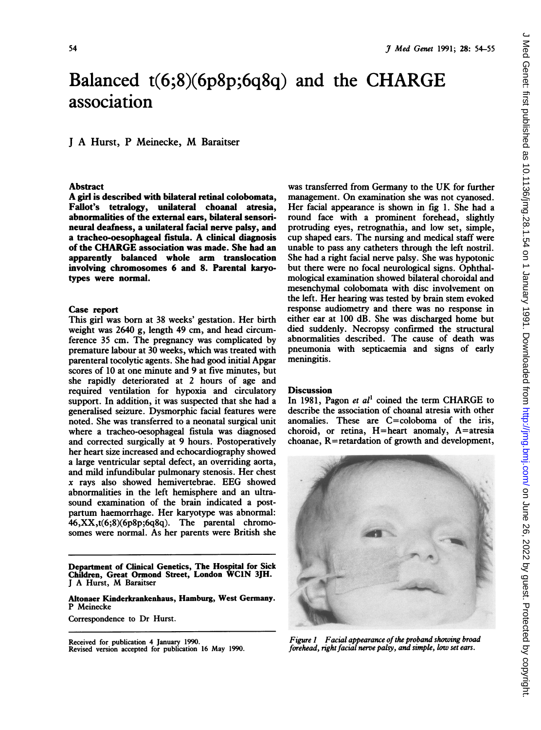# Balanced t(6;8)(6p8p;6q8q) and the CHARGE association

J A Hurst, P Meinecke, M Baraitser

## Abstract

**A girl is described with bilateral retinal colobomata, Fallot's tetralogy, unilateral choanal atresia, abnormalities of the external ears, bilateral sensorineural deafness, a unilateral facial nerve palsy, and a tracheo-oesophageal fistula. A clinical diagnosis of the CHARGE association was made. She had an apparently balanced whole arm translocation involving chromosomes 6 and 8. Parental karyotypes were normal.**

## Case report

This girl was born at 38 weeks' gestation. Her birth weight was 2640 g, length 49 cm, and head circumference 35 cm. The pregnancy was complicated by premature labour at 30 weeks, which was treated with parenteral tocolytic agents. She had good initial Apgar scores of 10 at one minute and 9 at five minutes, but she rapidly deterioriated at 2 hours of age and required ventilation for hypoxia and circulatory support. In addition, it was suspected that she had a generalised seizure. Dysmorphic facial features were noted. She was transferred to a neonatal surgical unit where a tracheo-oesophageal fistula was diagnosed and corrected surgically at 9 hours. Postoperatively her heart size increased and echocardiography showed a large ventricular septal defect, an overriding aorta, and mild infundibular pulmonary stenosis. Her chest x rays also showed hemivertebrae. EEG showed abnormalities in the left hemisphere and an ultrasound examination of the brain indicated a postpartum haemorrhage. Her karyotype was abnormal: 46,XX,t(6;8)(6p8p;6q8q). The parental chromosomes were normal. As her parents were British she was transferred from Germany to the UK for further management. On examination she was not cyanosed. Her facial appearance is shown in fig 1. She had a round face with a prominent forehead, slightly protruding eyes, retrognathia, and low set, simple, cup shaped ears. The nursing and medical staff were unable to pass any catheters through the left nostril. She had a right facial nerve palsy. She was hypotonic but there were no focal neurological signs. Ophthalmological examination showed bilateral choroidal and mesenchymal colobomata with disc involvement on the left. Her hearing was tested by brain stem evoked response audiometry and there was no response in either ear at 100 dB. She was discharged home but died suddenly. Necropsy confirmed the structural abnormalities described. The cause of death was pneumonia with septicaemia and signs of early meningitis.

**Department of Clinical Genetics, The Hospital for Sick Children, Great Ormond Street, London WC1N 3JH.**
J A Hurst, M Baraitser

**Altonaer Kinderkrankenhaus, Hamburg, West Germany.**
P Meinecke

Correspondence to Dr Hurst.

Received for publication 4 January 1990.
Revised version accepted for publication 16 May 1990.

## Discussion

In 1981, Pagon *et al*[1] coined the term CHARGE to describe the association of choanal atresia with other anomalies. These are C=coloboma of the iris, choroid, or retina, H=heart anomaly, A=atresia choanae, R=retardation of growth and development,

*Figure 1 Facial appearance of the proband showing broad forehead, right facial nerve palsy, and simple, low set ears.*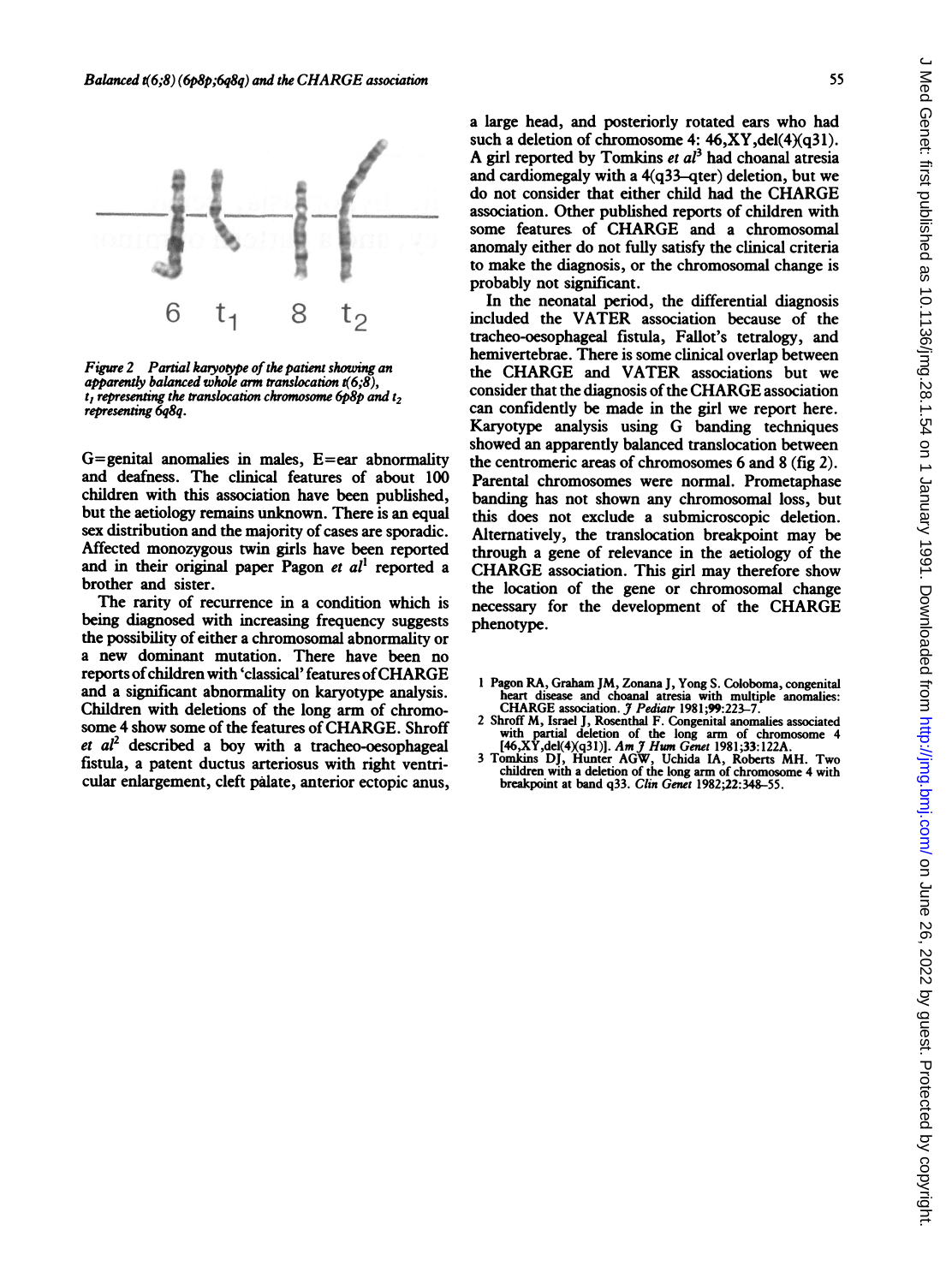6 $t_1$ 8 $t_2$

*Figure 2 Partial karyotype of the patient showing an apparently balanced whole arm translocation t(6;8), $t_1$ representing the translocation chromosome 6p8p and $t_2$ representing 6q8q.*

G=genital anomalies in males, E=ear abnormality and deafness. The clinical features of about 100 children with this association have been published, but the aetiology remains unknown. There is an equal sex distribution and the majority of cases are sporadic. Affected monozygous twin girls have been reported and in their original paper Pagon *et al*[1] reported a brother and sister.

The rarity of recurrence in a condition which is being diagnosed with increasing frequency suggests the possibility of either a chromosomal abnormality or a new dominant mutation. There have been no reports of children with 'classical' features of CHARGE and a significant abnormality on karyotype analysis. Children with deletions of the long arm of chromosome 4 show some of the features of CHARGE. Shroff *et al*[2] described a boy with a tracheo-oesophageal fistula, a patent ductus arteriosus with right ventricular enlargement, cleft palate, anterior ectopic anus, a large head, and posteriorly rotated ears who had such a deletion of chromosome 4: 46,XY,del(4)(q31). A girl reported by Tomkins *et al*[3] had choanal atresia and cardiomegaly with a 4(q33–qter) deletion, but we do not consider that either child had the CHARGE association. Other published reports of children with some features of CHARGE and a chromosomal anomaly either do not fully satisfy the clinical criteria to make the diagnosis, or the chromosomal change is probably not significant.

In the neonatal period, the differential diagnosis included the VATER association because of the tracheo-oesophageal fistula, Fallot's tetralogy, and hemivertebrae. There is some clinical overlap between the CHARGE and VATER associations but we consider that the diagnosis of the CHARGE association can confidently be made in the girl we report here. Karyotype analysis using G banding techniques showed an apparently balanced translocation between the centromeric areas of chromosomes 6 and 8 (fig 2). Parental chromosomes were normal. Prometaphase banding has not shown any chromosomal loss, but this does not exclude a submicroscopic deletion. Alternatively, the translocation breakpoint may be through a gene of relevance in the aetiology of the CHARGE association. This girl may therefore show the location of the gene or chromosomal change necessary for the development of the CHARGE phenotype.

1 Pagon RA, Graham JM, Zonana J, Yong S. Coloboma, congenital heart disease and choanal atresia with multiple anomalies: CHARGE association. *J Pediatr* 1981;99:223–7.

2 Shroff M, Israel J, Rosenthal F. Congenital anomalies associated with partial deletion of the long arm of chromosome 4 [46,XY,del(4)(q31)]. *Am J Hum Genet* 1981;33:122A.

3 Tomkins DJ, Hunter AGW, Uchida IA, Roberts MH. Two children with a deletion of the long arm of chromosome 4 with breakpoint at band q33. *Clin Genet* 1982;22:348–55.